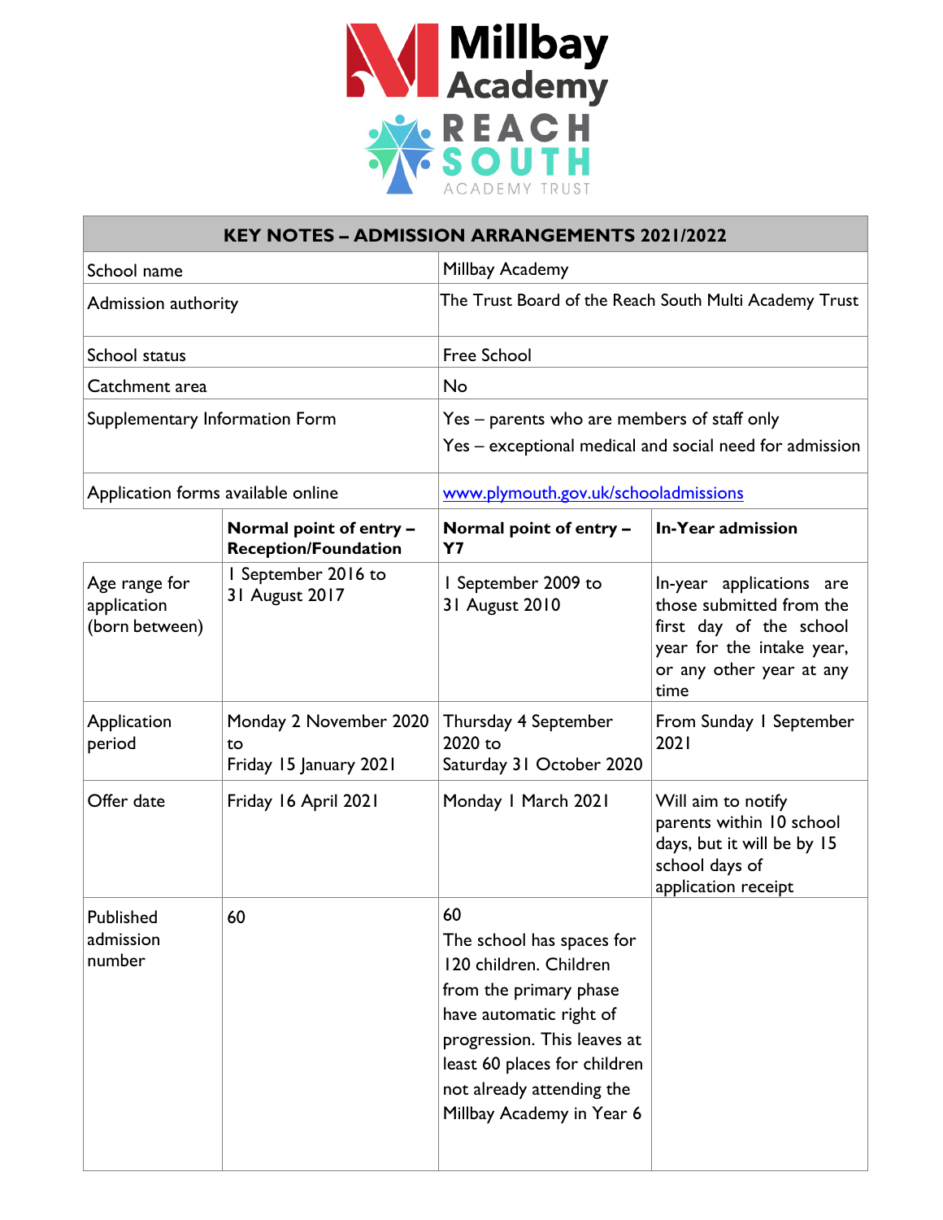| KEY NOTES – ADMISSION ARRANGEMENTS 2021/2022 | | | |
|---|---|---|---|
| School name | | Millbay Academy | |
| Admission authority | | The Trust Board of the Reach South Multi Academy Trust | |
| School status | | Free School | |
| Catchment area | | No | |
| Supplementary Information Form | | Yes – parents who are members of staff only<br>Yes – exceptional medical and social need for admission | |
| Application forms available online | | www.plymouth.gov.uk/schooladmissions | |
| | **Normal point of entry – Reception/Foundation** | **Normal point of entry – Y7** | **In-Year admission** |
| Age range for application (born between) | 1 September 2016 to 31 August 2017 | 1 September 2009 to 31 August 2010 | In-year applications are those submitted from the first day of the school year for the intake year, or any other year at any time |
| Application period | Monday 2 November 2020 to Friday 15 January 2021 | Thursday 4 September 2020 to Saturday 31 October 2020 | From Sunday 1 September 2021 |
| Offer date | Friday 16 April 2021 | Monday 1 March 2021 | Will aim to notify parents within 10 school days, but it will be by 15 school days of application receipt |
| Published admission number | 60 | 60<br>The school has spaces for 120 children. Children from the primary phase have automatic right of progression. This leaves at least 60 places for children not already attending the Millbay Academy in Year 6 | |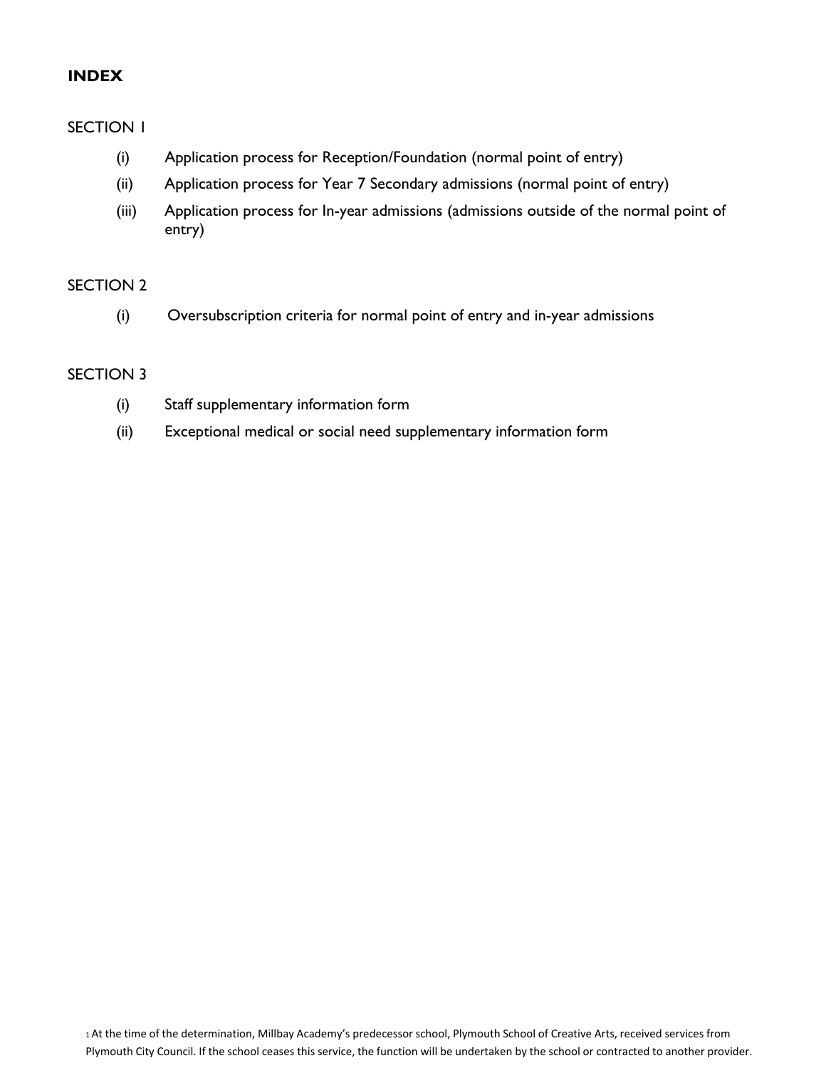**INDEX**

SECTION 1

(i) Application process for Reception/Foundation (normal point of entry)

(ii) Application process for Year 7 Secondary admissions (normal point of entry)

(iii) Application process for In-year admissions (admissions outside of the normal point of entry)

SECTION 2

(i) Oversubscription criteria for normal point of entry and in-year admissions

SECTION 3

(i) Staff supplementary information form

(ii) Exceptional medical or social need supplementary information form

[1] At the time of the determination, Millbay Academy's predecessor school, Plymouth School of Creative Arts, received services from Plymouth City Council. If the school ceases this service, the function will be undertaken by the school or contracted to another provider.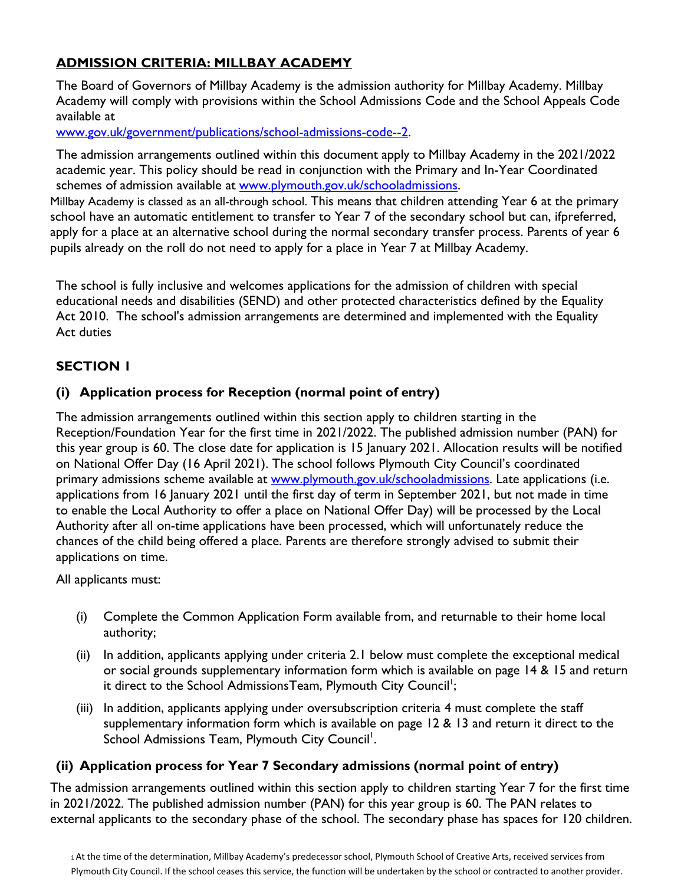## ADMISSION CRITERIA: MILLBAY ACADEMY

The Board of Governors of Millbay Academy is the admission authority for Millbay Academy. Millbay Academy will comply with provisions within the School Admissions Code and the School Appeals Code available at
www.gov.uk/government/publications/school-admissions-code--2.

The admission arrangements outlined within this document apply to Millbay Academy in the 2021/2022 academic year. This policy should be read in conjunction with the Primary and In-Year Coordinated schemes of admission available at www.plymouth.gov.uk/schooladmissions.

Millbay Academy is classed as an all-through school. This means that children attending Year 6 at the primary school have an automatic entitlement to transfer to Year 7 of the secondary school but can, ifpreferred, apply for a place at an alternative school during the normal secondary transfer process. Parents of year 6 pupils already on the roll do not need to apply for a place in Year 7 at Millbay Academy.

The school is fully inclusive and welcomes applications for the admission of children with special educational needs and disabilities (SEND) and other protected characteristics defined by the Equality Act 2010. The school's admission arrangements are determined and implemented with the Equality Act duties

## SECTION 1

### (i) Application process for Reception (normal point of entry)

The admission arrangements outlined within this section apply to children starting in the Reception/Foundation Year for the first time in 2021/2022. The published admission number (PAN) for this year group is 60. The close date for application is 15 January 2021. Allocation results will be notified on National Offer Day (16 April 2021). The school follows Plymouth City Council's coordinated primary admissions scheme available at www.plymouth.gov.uk/schooladmissions. Late applications (i.e. applications from 16 January 2021 until the first day of term in September 2021, but not made in time to enable the Local Authority to offer a place on National Offer Day) will be processed by the Local Authority after all on-time applications have been processed, which will unfortunately reduce the chances of the child being offered a place. Parents are therefore strongly advised to submit their applications on time.

All applicants must:

(i) Complete the Common Application Form available from, and returnable to their home local authority;

(ii) In addition, applicants applying under criteria 2.1 below must complete the exceptional medical or social grounds supplementary information form which is available on page 14 & 15 and return it direct to the School AdmissionsTeam, Plymouth City Council[1];

(iii) In addition, applicants applying under oversubscription criteria 4 must complete the staff supplementary information form which is available on page 12 & 13 and return it direct to the School Admissions Team, Plymouth City Council[1].

### (ii) Application process for Year 7 Secondary admissions (normal point of entry)

The admission arrangements outlined within this section apply to children starting Year 7 for the first time in 2021/2022. The published admission number (PAN) for this year group is 60. The PAN relates to external applicants to the secondary phase of the school. The secondary phase has spaces for 120 children.

[1] At the time of the determination, Millbay Academy's predecessor school, Plymouth School of Creative Arts, received services from Plymouth City Council. If the school ceases this service, the function will be undertaken by the school or contracted to another provider.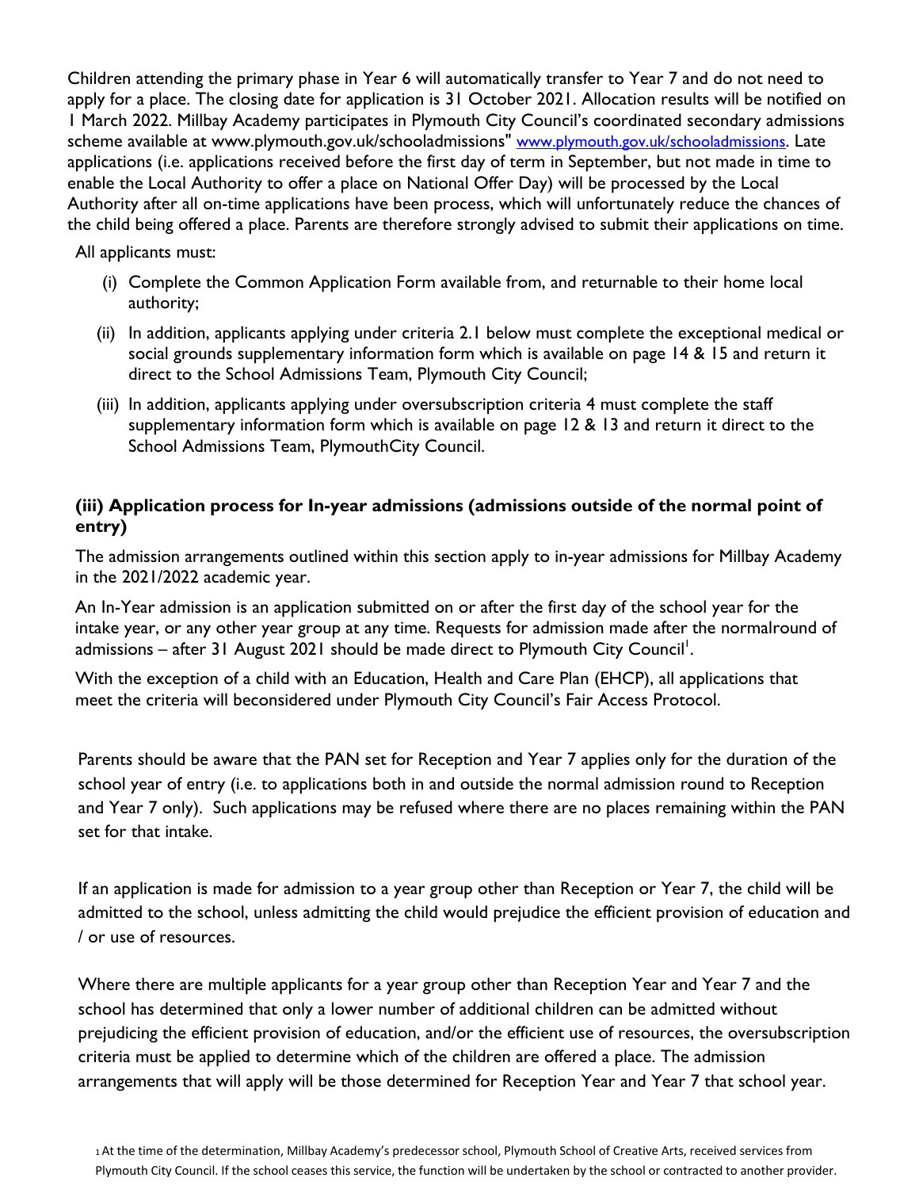Children attending the primary phase in Year 6 will automatically transfer to Year 7 and do not need to apply for a place. The closing date for application is 31 October 2021. Allocation results will be notified on 1 March 2022. Millbay Academy participates in Plymouth City Council's coordinated secondary admissions scheme available at www.plymouth.gov.uk/schooladmissions" www.plymouth.gov.uk/schooladmissions. Late applications (i.e. applications received before the first day of term in September, but not made in time to enable the Local Authority to offer a place on National Offer Day) will be processed by the Local Authority after all on-time applications have been process, which will unfortunately reduce the chances of the child being offered a place. Parents are therefore strongly advised to submit their applications on time.

All applicants must:

(i) Complete the Common Application Form available from, and returnable to their home local authority;

(ii) In addition, applicants applying under criteria 2.1 below must complete the exceptional medical or social grounds supplementary information form which is available on page 14 & 15 and return it direct to the School Admissions Team, Plymouth City Council;

(iii) In addition, applicants applying under oversubscription criteria 4 must complete the staff supplementary information form which is available on page 12 & 13 and return it direct to the School Admissions Team, PlymouthCity Council.

### (iii) Application process for In-year admissions (admissions outside of the normal point of entry)

The admission arrangements outlined within this section apply to in-year admissions for Millbay Academy in the 2021/2022 academic year.

An In-Year admission is an application submitted on or after the first day of the school year for the intake year, or any other year group at any time. Requests for admission made after the normalround of admissions – after 31 August 2021 should be made direct to Plymouth City Council[1].

With the exception of a child with an Education, Health and Care Plan (EHCP), all applications that meet the criteria will beconsidered under Plymouth City Council's Fair Access Protocol.

Parents should be aware that the PAN set for Reception and Year 7 applies only for the duration of the school year of entry (i.e. to applications both in and outside the normal admission round to Reception and Year 7 only). Such applications may be refused where there are no places remaining within the PAN set for that intake.

If an application is made for admission to a year group other than Reception or Year 7, the child will be admitted to the school, unless admitting the child would prejudice the efficient provision of education and / or use of resources.

Where there are multiple applicants for a year group other than Reception Year and Year 7 and the school has determined that only a lower number of additional children can be admitted without prejudicing the efficient provision of education, and/or the efficient use of resources, the oversubscription criteria must be applied to determine which of the children are offered a place. The admission arrangements that will apply will be those determined for Reception Year and Year 7 that school year.

[1] At the time of the determination, Millbay Academy's predecessor school, Plymouth School of Creative Arts, received services from Plymouth City Council. If the school ceases this service, the function will be undertaken by the school or contracted to another provider.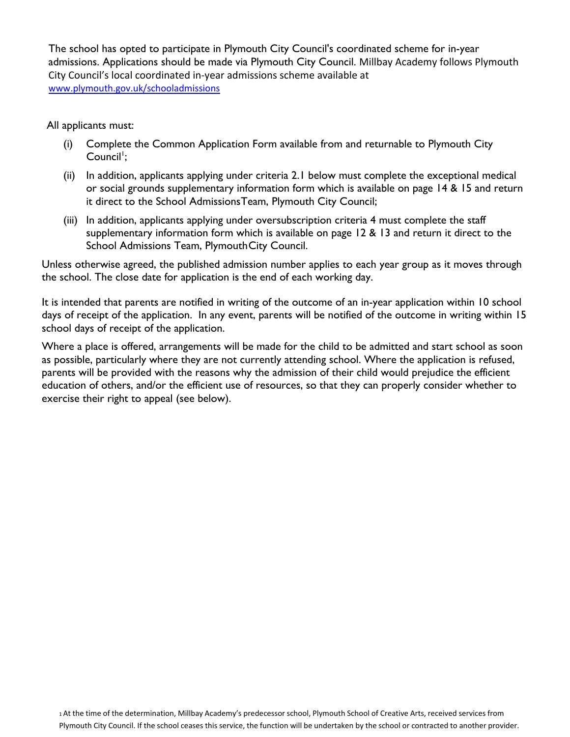The school has opted to participate in Plymouth City Council's coordinated scheme for in-year admissions. Applications should be made via Plymouth City Council. Millbay Academy follows Plymouth City Council's local coordinated in-year admissions scheme available at www.plymouth.gov.uk/schooladmissions

All applicants must:

(i) Complete the Common Application Form available from and returnable to Plymouth City Council[1];

(ii) In addition, applicants applying under criteria 2.1 below must complete the exceptional medical or social grounds supplementary information form which is available on page 14 & 15 and return it direct to the School AdmissionsTeam, Plymouth City Council;

(iii) In addition, applicants applying under oversubscription criteria 4 must complete the staff supplementary information form which is available on page 12 & 13 and return it direct to the School Admissions Team, PlymouthCity Council.

Unless otherwise agreed, the published admission number applies to each year group as it moves through the school. The close date for application is the end of each working day.

It is intended that parents are notified in writing of the outcome of an in-year application within 10 school days of receipt of the application. In any event, parents will be notified of the outcome in writing within 15 school days of receipt of the application.

Where a place is offered, arrangements will be made for the child to be admitted and start school as soon as possible, particularly where they are not currently attending school. Where the application is refused, parents will be provided with the reasons why the admission of their child would prejudice the efficient education of others, and/or the efficient use of resources, so that they can properly consider whether to exercise their right to appeal (see below).

[1] At the time of the determination, Millbay Academy's predecessor school, Plymouth School of Creative Arts, received services from Plymouth City Council. If the school ceases this service, the function will be undertaken by the school or contracted to another provider.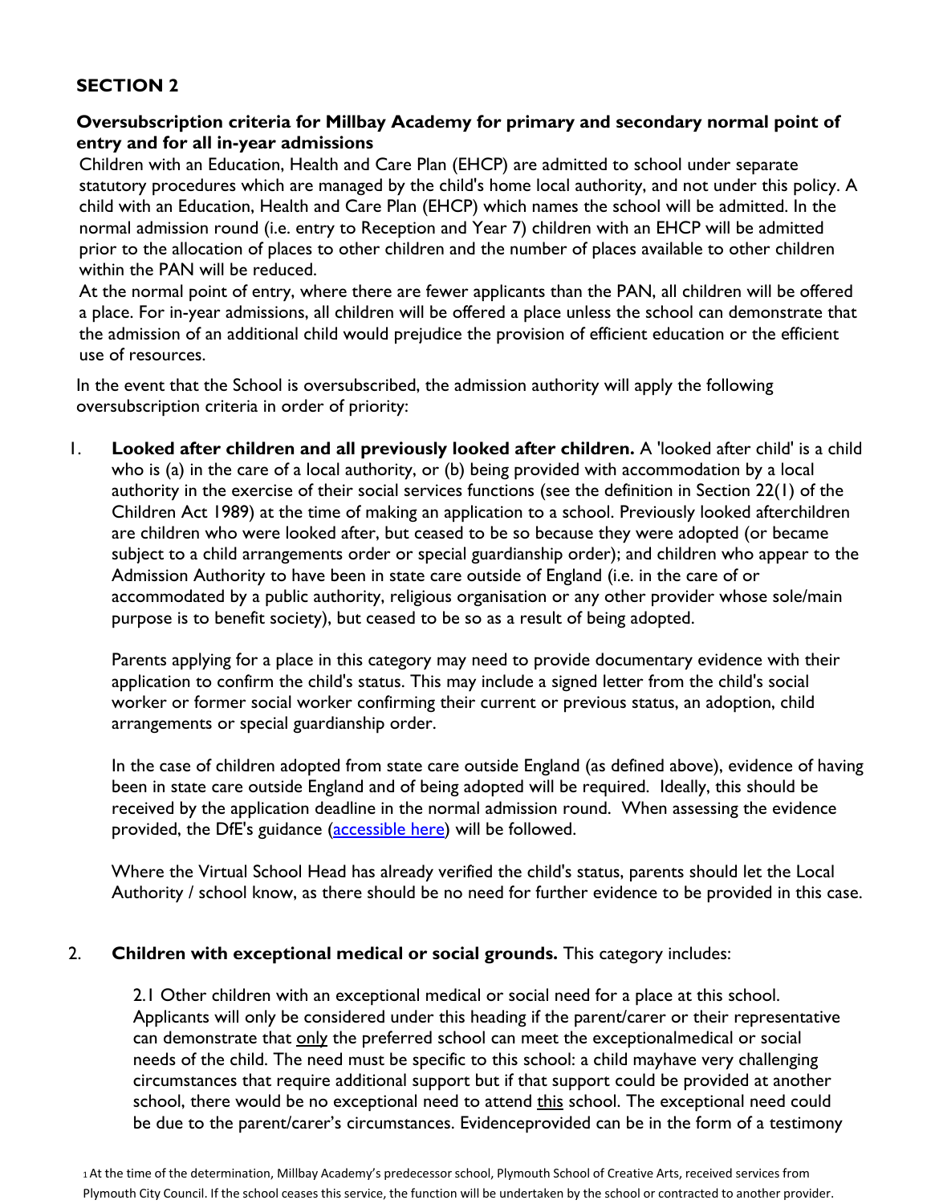## SECTION 2

**Oversubscription criteria for Millbay Academy for primary and secondary normal point of entry and for all in-year admissions**

Children with an Education, Health and Care Plan (EHCP) are admitted to school under separate statutory procedures which are managed by the child's home local authority, and not under this policy. A child with an Education, Health and Care Plan (EHCP) which names the school will be admitted. In the normal admission round (i.e. entry to Reception and Year 7) children with an EHCP will be admitted prior to the allocation of places to other children and the number of places available to other children within the PAN will be reduced.

At the normal point of entry, where there are fewer applicants than the PAN, all children will be offered a place. For in-year admissions, all children will be offered a place unless the school can demonstrate that the admission of an additional child would prejudice the provision of efficient education or the efficient use of resources.

In the event that the School is oversubscribed, the admission authority will apply the following oversubscription criteria in order of priority:

1. **Looked after children and all previously looked after children.** A 'looked after child' is a child who is (a) in the care of a local authority, or (b) being provided with accommodation by a local authority in the exercise of their social services functions (see the definition in Section 22(1) of the Children Act 1989) at the time of making an application to a school. Previously looked afterchildren are children who were looked after, but ceased to be so because they were adopted (or became subject to a child arrangements order or special guardianship order); and children who appear to the Admission Authority to have been in state care outside of England (i.e. in the care of or accommodated by a public authority, religious organisation or any other provider whose sole/main purpose is to benefit society), but ceased to be so as a result of being adopted.

   Parents applying for a place in this category may need to provide documentary evidence with their application to confirm the child's status. This may include a signed letter from the child's social worker or former social worker confirming their current or previous status, an adoption, child arrangements or special guardianship order.

   In the case of children adopted from state care outside England (as defined above), evidence of having been in state care outside England and of being adopted will be required. Ideally, this should be received by the application deadline in the normal admission round. When assessing the evidence provided, the DfE's guidance (accessible here) will be followed.

   Where the Virtual School Head has already verified the child's status, parents should let the Local Authority / school know, as there should be no need for further evidence to be provided in this case.

2. **Children with exceptional medical or social grounds.** This category includes:

   2.1 Other children with an exceptional medical or social need for a place at this school. Applicants will only be considered under this heading if the parent/carer or their representative can demonstrate that only the preferred school can meet the exceptionalmedical or social needs of the child. The need must be specific to this school: a child mayhave very challenging circumstances that require additional support but if that support could be provided at another school, there would be no exceptional need to attend this school. The exceptional need could be due to the parent/carer's circumstances. Evidenceprovided can be in the form of a testimony

[1] At the time of the determination, Millbay Academy's predecessor school, Plymouth School of Creative Arts, received services from Plymouth City Council. If the school ceases this service, the function will be undertaken by the school or contracted to another provider.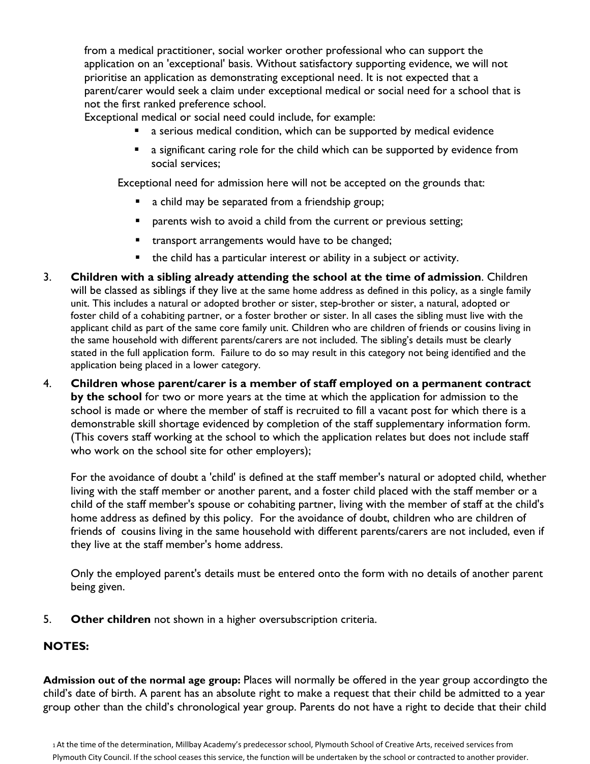from a medical practitioner, social worker orother professional who can support the application on an 'exceptional' basis. Without satisfactory supporting evidence, we will not prioritise an application as demonstrating exceptional need. It is not expected that a parent/carer would seek a claim under exceptional medical or social need for a school that is not the first ranked preference school.

Exceptional medical or social need could include, for example:

- a serious medical condition, which can be supported by medical evidence
- a significant caring role for the child which can be supported by evidence from social services;

Exceptional need for admission here will not be accepted on the grounds that:

- a child may be separated from a friendship group;
- parents wish to avoid a child from the current or previous setting;
- transport arrangements would have to be changed;
- the child has a particular interest or ability in a subject or activity.

3. **Children with a sibling already attending the school at the time of admission**. Children will be classed as siblings if they live at the same home address as defined in this policy, as a single family unit. This includes a natural or adopted brother or sister, step-brother or sister, a natural, adopted or foster child of a cohabiting partner, or a foster brother or sister. In all cases the sibling must live with the applicant child as part of the same core family unit. Children who are children of friends or cousins living in the same household with different parents/carers are not included. The sibling's details must be clearly stated in the full application form. Failure to do so may result in this category not being identified and the application being placed in a lower category.

4. **Children whose parent/carer is a member of staff employed on a permanent contract by the school** for two or more years at the time at which the application for admission to the school is made or where the member of staff is recruited to fill a vacant post for which there is a demonstrable skill shortage evidenced by completion of the staff supplementary information form. (This covers staff working at the school to which the application relates but does not include staff who work on the school site for other employers);

   For the avoidance of doubt a 'child' is defined at the staff member's natural or adopted child, whether living with the staff member or another parent, and a foster child placed with the staff member or a child of the staff member's spouse or cohabiting partner, living with the member of staff at the child's home address as defined by this policy. For the avoidance of doubt, children who are children of friends of cousins living in the same household with different parents/carers are not included, even if they live at the staff member's home address.

   Only the employed parent's details must be entered onto the form with no details of another parent being given.

5. **Other children** not shown in a higher oversubscription criteria.

**NOTES:**

**Admission out of the normal age group:** Places will normally be offered in the year group accordingto the child's date of birth. A parent has an absolute right to make a request that their child be admitted to a year group other than the child's chronological year group. Parents do not have a right to decide that their child

[1] At the time of the determination, Millbay Academy's predecessor school, Plymouth School of Creative Arts, received services from Plymouth City Council. If the school ceases this service, the function will be undertaken by the school or contracted to another provider.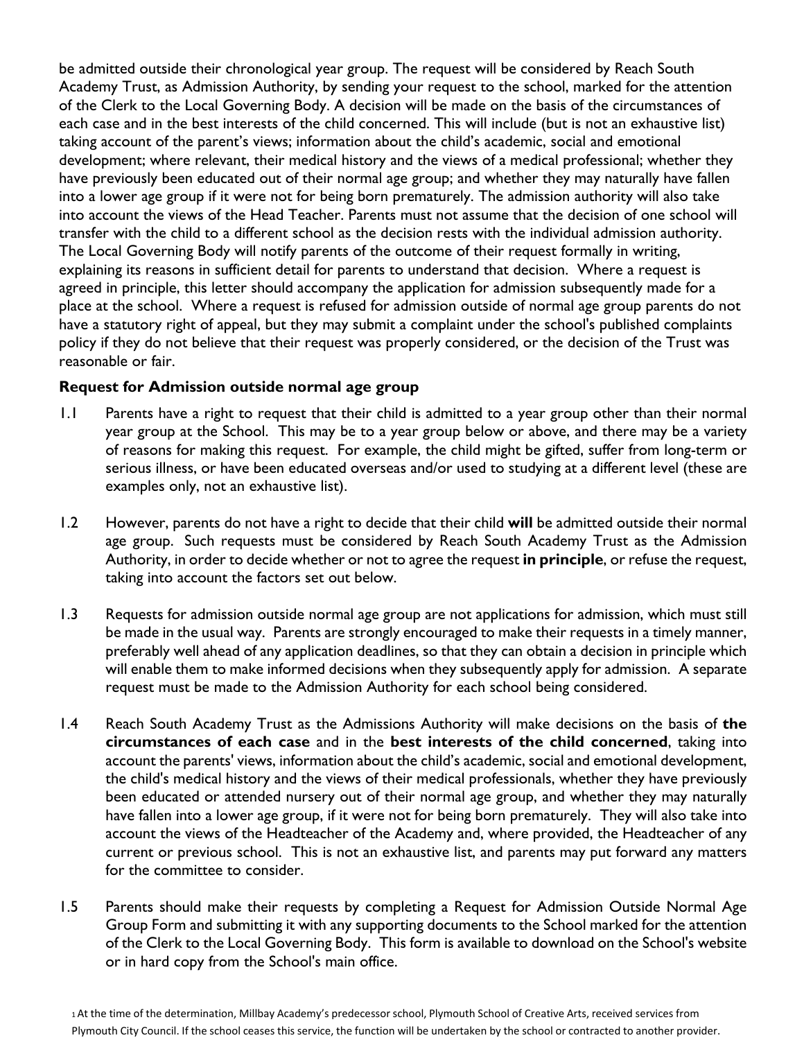be admitted outside their chronological year group. The request will be considered by Reach South Academy Trust, as Admission Authority, by sending your request to the school, marked for the attention of the Clerk to the Local Governing Body. A decision will be made on the basis of the circumstances of each case and in the best interests of the child concerned. This will include (but is not an exhaustive list) taking account of the parent's views; information about the child's academic, social and emotional development; where relevant, their medical history and the views of a medical professional; whether they have previously been educated out of their normal age group; and whether they may naturally have fallen into a lower age group if it were not for being born prematurely. The admission authority will also take into account the views of the Head Teacher. Parents must not assume that the decision of one school will transfer with the child to a different school as the decision rests with the individual admission authority. The Local Governing Body will notify parents of the outcome of their request formally in writing, explaining its reasons in sufficient detail for parents to understand that decision. Where a request is agreed in principle, this letter should accompany the application for admission subsequently made for a place at the school. Where a request is refused for admission outside of normal age group parents do not have a statutory right of appeal, but they may submit a complaint under the school's published complaints policy if they do not believe that their request was properly considered, or the decision of the Trust was reasonable or fair.

### Request for Admission outside normal age group

1.1 Parents have a right to request that their child is admitted to a year group other than their normal year group at the School. This may be to a year group below or above, and there may be a variety of reasons for making this request. For example, the child might be gifted, suffer from long-term or serious illness, or have been educated overseas and/or used to studying at a different level (these are examples only, not an exhaustive list).

1.2 However, parents do not have a right to decide that their child **will** be admitted outside their normal age group. Such requests must be considered by Reach South Academy Trust as the Admission Authority, in order to decide whether or not to agree the request **in principle**, or refuse the request, taking into account the factors set out below.

1.3 Requests for admission outside normal age group are not applications for admission, which must still be made in the usual way. Parents are strongly encouraged to make their requests in a timely manner, preferably well ahead of any application deadlines, so that they can obtain a decision in principle which will enable them to make informed decisions when they subsequently apply for admission. A separate request must be made to the Admission Authority for each school being considered.

1.4 Reach South Academy Trust as the Admissions Authority will make decisions on the basis of **the circumstances of each case** and in the **best interests of the child concerned**, taking into account the parents' views, information about the child's academic, social and emotional development, the child's medical history and the views of their medical professionals, whether they have previously been educated or attended nursery out of their normal age group, and whether they may naturally have fallen into a lower age group, if it were not for being born prematurely. They will also take into account the views of the Headteacher of the Academy and, where provided, the Headteacher of any current or previous school. This is not an exhaustive list, and parents may put forward any matters for the committee to consider.

1.5 Parents should make their requests by completing a Request for Admission Outside Normal Age Group Form and submitting it with any supporting documents to the School marked for the attention of the Clerk to the Local Governing Body. This form is available to download on the School's website or in hard copy from the School's main office.

[1] At the time of the determination, Millbay Academy's predecessor school, Plymouth School of Creative Arts, received services from Plymouth City Council. If the school ceases this service, the function will be undertaken by the school or contracted to another provider.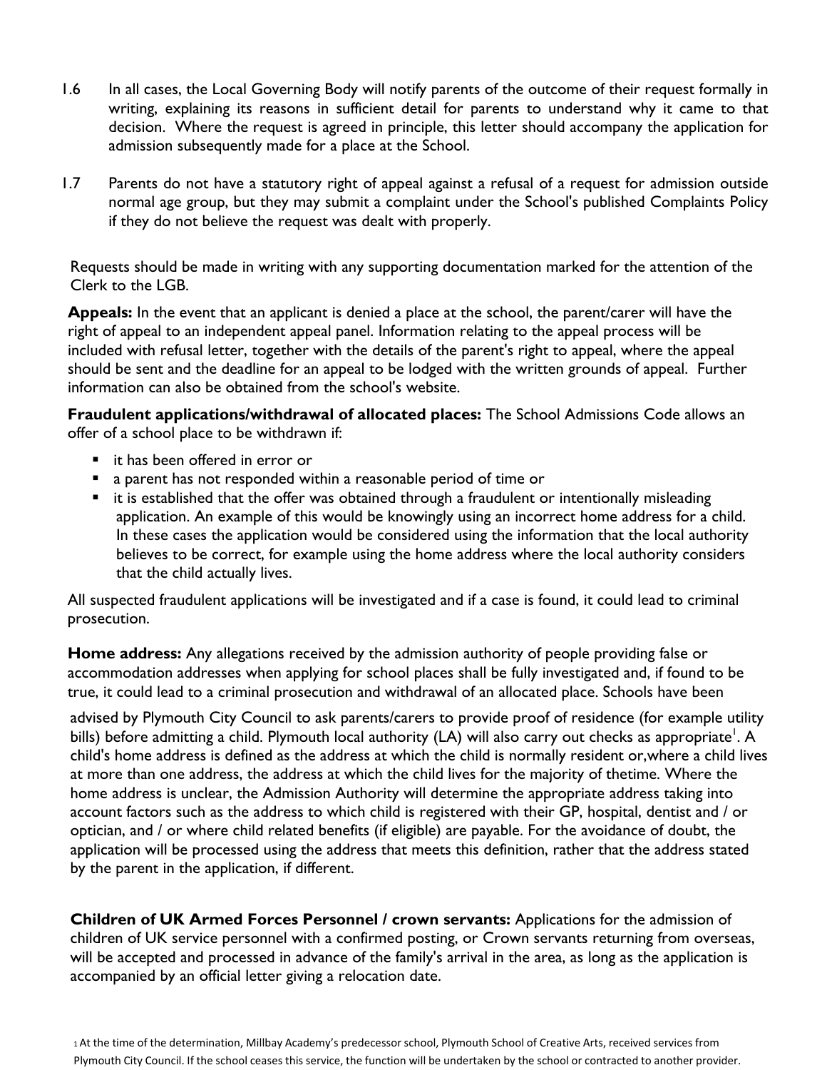1.6 In all cases, the Local Governing Body will notify parents of the outcome of their request formally in writing, explaining its reasons in sufficient detail for parents to understand why it came to that decision. Where the request is agreed in principle, this letter should accompany the application for admission subsequently made for a place at the School.

1.7 Parents do not have a statutory right of appeal against a refusal of a request for admission outside normal age group, but they may submit a complaint under the School's published Complaints Policy if they do not believe the request was dealt with properly.

Requests should be made in writing with any supporting documentation marked for the attention of the Clerk to the LGB.

**Appeals:** In the event that an applicant is denied a place at the school, the parent/carer will have the right of appeal to an independent appeal panel. Information relating to the appeal process will be included with refusal letter, together with the details of the parent's right to appeal, where the appeal should be sent and the deadline for an appeal to be lodged with the written grounds of appeal. Further information can also be obtained from the school's website.

**Fraudulent applications/withdrawal of allocated places:** The School Admissions Code allows an offer of a school place to be withdrawn if:

- it has been offered in error or
- a parent has not responded within a reasonable period of time or
- it is established that the offer was obtained through a fraudulent or intentionally misleading application. An example of this would be knowingly using an incorrect home address for a child. In these cases the application would be considered using the information that the local authority believes to be correct, for example using the home address where the local authority considers that the child actually lives.

All suspected fraudulent applications will be investigated and if a case is found, it could lead to criminal prosecution.

**Home address:** Any allegations received by the admission authority of people providing false or accommodation addresses when applying for school places shall be fully investigated and, if found to be true, it could lead to a criminal prosecution and withdrawal of an allocated place. Schools have been advised by Plymouth City Council to ask parents/carers to provide proof of residence (for example utility bills) before admitting a child. Plymouth local authority (LA) will also carry out checks as appropriate[1]. A child's home address is defined as the address at which the child is normally resident or,where a child lives at more than one address, the address at which the child lives for the majority of thetime. Where the home address is unclear, the Admission Authority will determine the appropriate address taking into account factors such as the address to which child is registered with their GP, hospital, dentist and / or optician, and / or where child related benefits (if eligible) are payable. For the avoidance of doubt, the application will be processed using the address that meets this definition, rather that the address stated by the parent in the application, if different.

**Children of UK Armed Forces Personnel / crown servants:** Applications for the admission of children of UK service personnel with a confirmed posting, or Crown servants returning from overseas, will be accepted and processed in advance of the family's arrival in the area, as long as the application is accompanied by an official letter giving a relocation date.

[1] At the time of the determination, Millbay Academy's predecessor school, Plymouth School of Creative Arts, received services from Plymouth City Council. If the school ceases this service, the function will be undertaken by the school or contracted to another provider.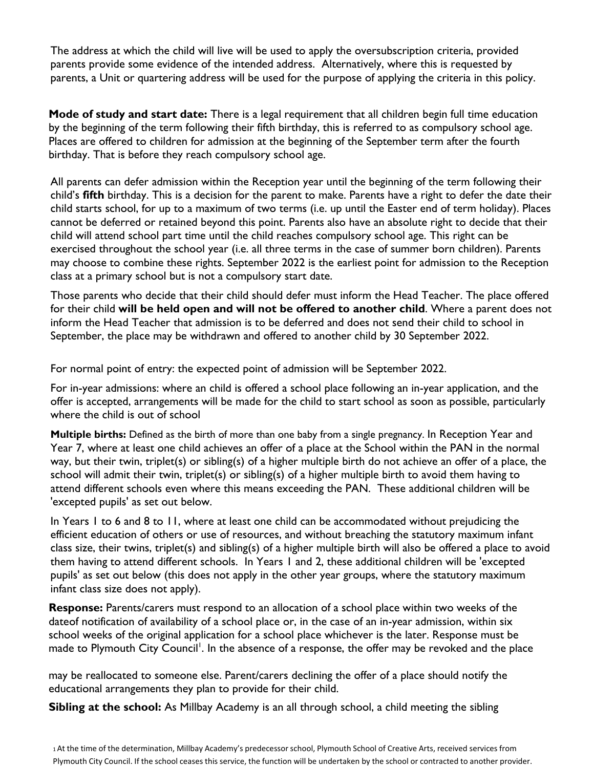The address at which the child will live will be used to apply the oversubscription criteria, provided parents provide some evidence of the intended address. Alternatively, where this is requested by parents, a Unit or quartering address will be used for the purpose of applying the criteria in this policy.

**Mode of study and start date:** There is a legal requirement that all children begin full time education by the beginning of the term following their fifth birthday, this is referred to as compulsory school age. Places are offered to children for admission at the beginning of the September term after the fourth birthday. That is before they reach compulsory school age.

All parents can defer admission within the Reception year until the beginning of the term following their child's **fifth** birthday. This is a decision for the parent to make. Parents have a right to defer the date their child starts school, for up to a maximum of two terms (i.e. up until the Easter end of term holiday). Places cannot be deferred or retained beyond this point. Parents also have an absolute right to decide that their child will attend school part time until the child reaches compulsory school age. This right can be exercised throughout the school year (i.e. all three terms in the case of summer born children). Parents may choose to combine these rights. September 2022 is the earliest point for admission to the Reception class at a primary school but is not a compulsory start date.

Those parents who decide that their child should defer must inform the Head Teacher. The place offered for their child **will be held open and will not be offered to another child**. Where a parent does not inform the Head Teacher that admission is to be deferred and does not send their child to school in September, the place may be withdrawn and offered to another child by 30 September 2022.

For normal point of entry: the expected point of admission will be September 2022.

For in-year admissions: where an child is offered a school place following an in-year application, and the offer is accepted, arrangements will be made for the child to start school as soon as possible, particularly where the child is out of school

**Multiple births:** Defined as the birth of more than one baby from a single pregnancy. In Reception Year and Year 7, where at least one child achieves an offer of a place at the School within the PAN in the normal way, but their twin, triplet(s) or sibling(s) of a higher multiple birth do not achieve an offer of a place, the school will admit their twin, triplet(s) or sibling(s) of a higher multiple birth to avoid them having to attend different schools even where this means exceeding the PAN. These additional children will be 'excepted pupils' as set out below.

In Years 1 to 6 and 8 to 11, where at least one child can be accommodated without prejudicing the efficient education of others or use of resources, and without breaching the statutory maximum infant class size, their twins, triplet(s) and sibling(s) of a higher multiple birth will also be offered a place to avoid them having to attend different schools. In Years 1 and 2, these additional children will be 'excepted pupils' as set out below (this does not apply in the other year groups, where the statutory maximum infant class size does not apply).

**Response:** Parents/carers must respond to an allocation of a school place within two weeks of the dateof notification of availability of a school place or, in the case of an in-year admission, within six school weeks of the original application for a school place whichever is the later. Response must be made to Plymouth City Council[1]. In the absence of a response, the offer may be revoked and the place may be reallocated to someone else. Parent/carers declining the offer of a place should notify the educational arrangements they plan to provide for their child.

**Sibling at the school:** As Millbay Academy is an all through school, a child meeting the sibling

[1] At the time of the determination, Millbay Academy's predecessor school, Plymouth School of Creative Arts, received services from Plymouth City Council. If the school ceases this service, the function will be undertaken by the school or contracted to another provider.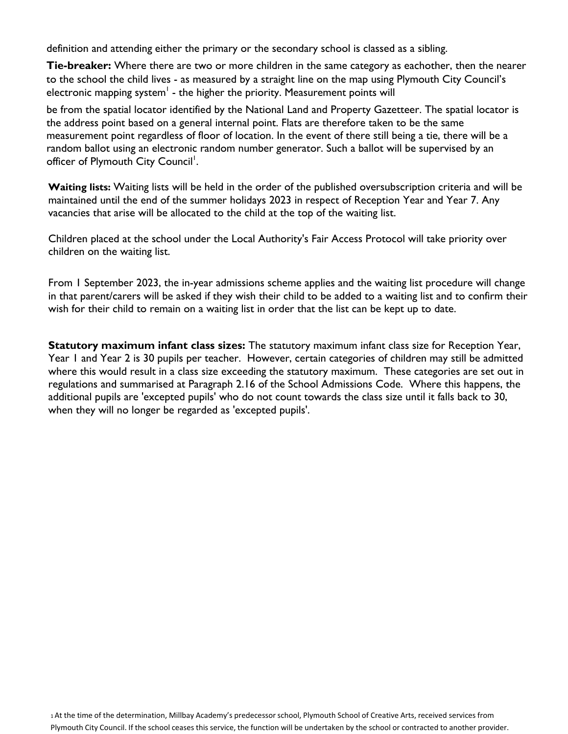definition and attending either the primary or the secondary school is classed as a sibling.

**Tie-breaker:** Where there are two or more children in the same category as eachother, then the nearer to the school the child lives - as measured by a straight line on the map using Plymouth City Council's electronic mapping system[1] - the higher the priority. Measurement points will be from the spatial locator identified by the National Land and Property Gazetteer. The spatial locator is the address point based on a general internal point. Flats are therefore taken to be the same measurement point regardless of floor of location. In the event of there still being a tie, there will be a random ballot using an electronic random number generator. Such a ballot will be supervised by an officer of Plymouth City Council[1].

**Waiting lists:** Waiting lists will be held in the order of the published oversubscription criteria and will be maintained until the end of the summer holidays 2023 in respect of Reception Year and Year 7. Any vacancies that arise will be allocated to the child at the top of the waiting list.

Children placed at the school under the Local Authority's Fair Access Protocol will take priority over children on the waiting list.

From 1 September 2023, the in-year admissions scheme applies and the waiting list procedure will change in that parent/carers will be asked if they wish their child to be added to a waiting list and to confirm their wish for their child to remain on a waiting list in order that the list can be kept up to date.

**Statutory maximum infant class sizes:** The statutory maximum infant class size for Reception Year, Year 1 and Year 2 is 30 pupils per teacher. However, certain categories of children may still be admitted where this would result in a class size exceeding the statutory maximum. These categories are set out in regulations and summarised at Paragraph 2.16 of the School Admissions Code. Where this happens, the additional pupils are 'excepted pupils' who do not count towards the class size until it falls back to 30, when they will no longer be regarded as 'excepted pupils'.

[1] At the time of the determination, Millbay Academy's predecessor school, Plymouth School of Creative Arts, received services from Plymouth City Council. If the school ceases this service, the function will be undertaken by the school or contracted to another provider.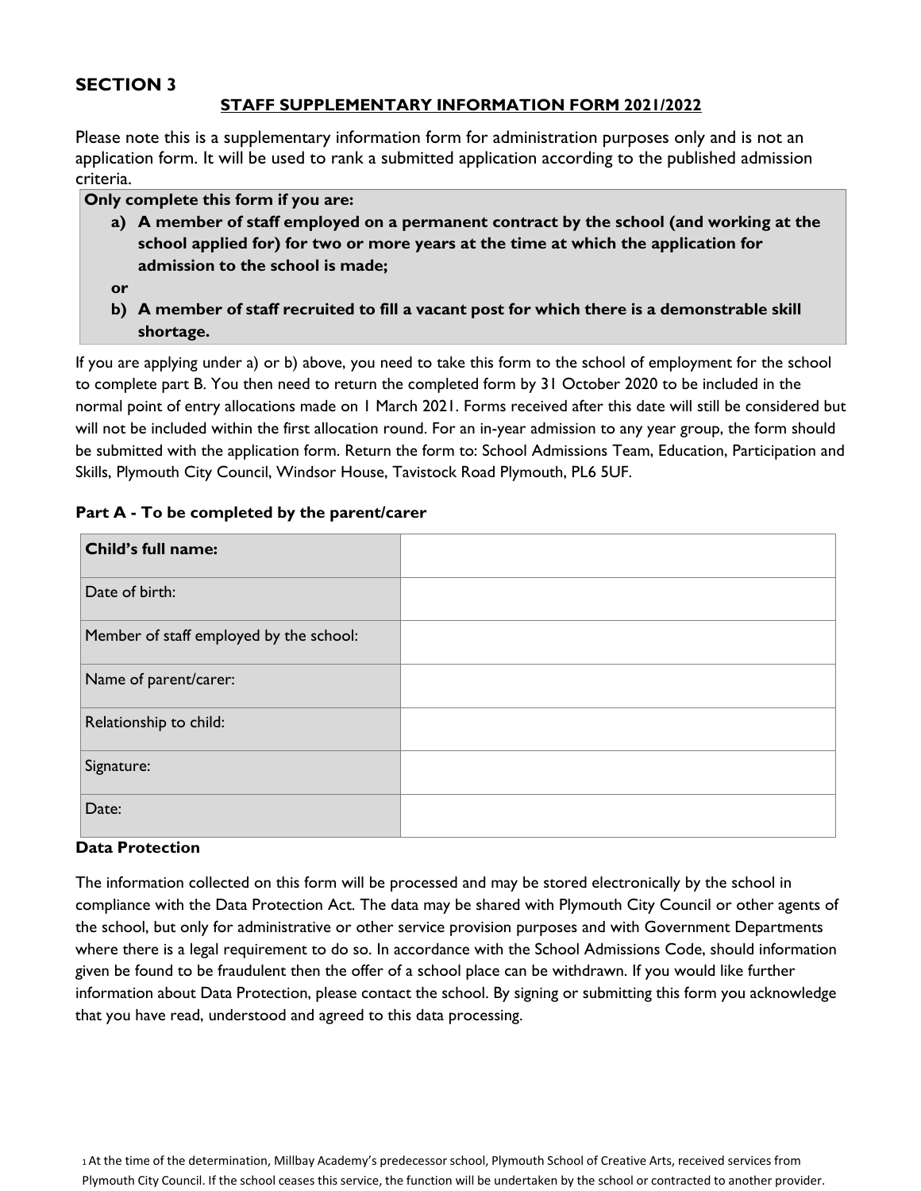## SECTION 3

**STAFF SUPPLEMENTARY INFORMATION FORM 2021/2022**

Please note this is a supplementary information form for administration purposes only and is not an application form. It will be used to rank a submitted application according to the published admission criteria.

**Only complete this form if you are:**

a) **A member of staff employed on a permanent contract by the school (and working at the school applied for) for two or more years at the time at which the application for admission to the school is made;**

**or**

b) **A member of staff recruited to fill a vacant post for which there is a demonstrable skill shortage.**

If you are applying under a) or b) above, you need to take this form to the school of employment for the school to complete part B. You then need to return the completed form by 31 October 2020 to be included in the normal point of entry allocations made on 1 March 2021. Forms received after this date will still be considered but will not be included within the first allocation round. For an in-year admission to any year group, the form should be submitted with the application form. Return the form to: School Admissions Team, Education, Participation and Skills, Plymouth City Council, Windsor House, Tavistock Road Plymouth, PL6 5UF.

**Part A - To be completed by the parent/carer**

| **Child's full name:** | |
|---|---|
| Date of birth: | |
| Member of staff employed by the school: | |
| Name of parent/carer: | |
| Relationship to child: | |
| Signature: | |
| Date: | |

**Data Protection**

The information collected on this form will be processed and may be stored electronically by the school in compliance with the Data Protection Act. The data may be shared with Plymouth City Council or other agents of the school, but only for administrative or other service provision purposes and with Government Departments where there is a legal requirement to do so. In accordance with the School Admissions Code, should information given be found to be fraudulent then the offer of a school place can be withdrawn. If you would like further information about Data Protection, please contact the school. By signing or submitting this form you acknowledge that you have read, understood and agreed to this data processing.

[1] At the time of the determination, Millbay Academy's predecessor school, Plymouth School of Creative Arts, received services from Plymouth City Council. If the school ceases this service, the function will be undertaken by the school or contracted to another provider.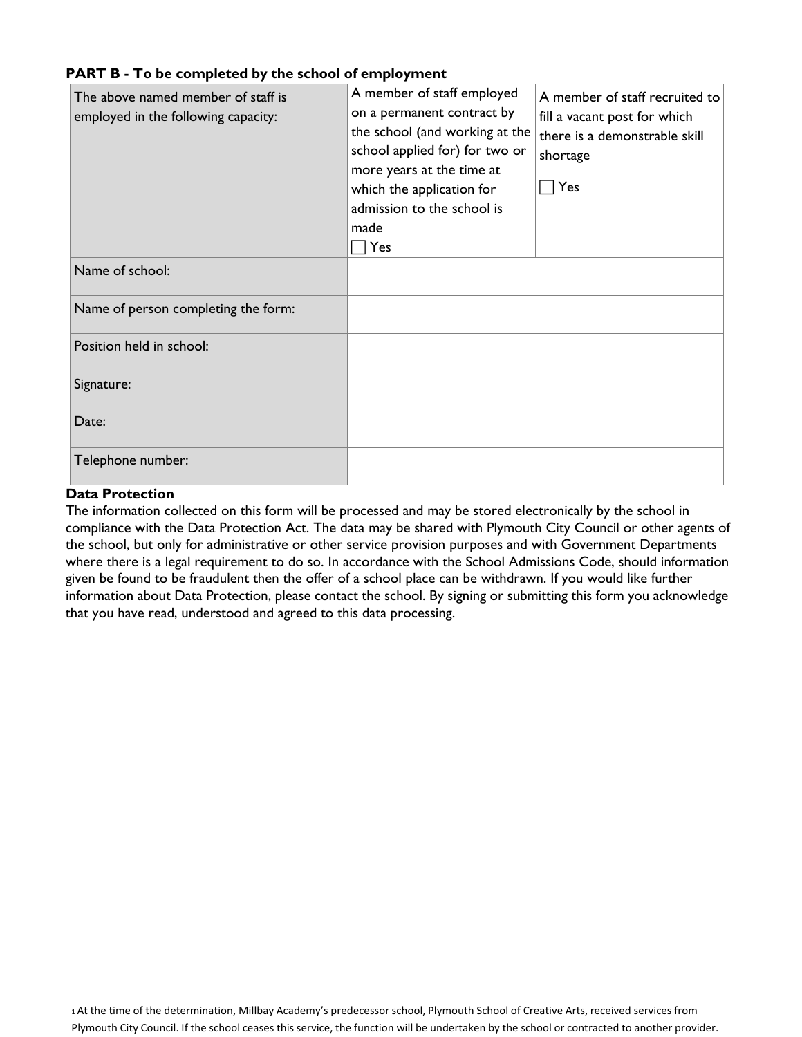**PART B - To be completed by the school of employment**

| The above named member of staff is employed in the following capacity: | A member of staff employed on a permanent contract by the school (and working at the school applied for) for two or more years at the time at which the application for admission to the school is made ☐ Yes | A member of staff recruited to fill a vacant post for which there is a demonstrable skill shortage ☐ Yes |
|---|---|---|
| Name of school: | | |
| Name of person completing the form: | | |
| Position held in school: | | |
| Signature: | | |
| Date: | | |
| Telephone number: | | |

**Data Protection**

The information collected on this form will be processed and may be stored electronically by the school in compliance with the Data Protection Act. The data may be shared with Plymouth City Council or other agents of the school, but only for administrative or other service provision purposes and with Government Departments where there is a legal requirement to do so. In accordance with the School Admissions Code, should information given be found to be fraudulent then the offer of a school place can be withdrawn. If you would like further information about Data Protection, please contact the school. By signing or submitting this form you acknowledge that you have read, understood and agreed to this data processing.

[1] At the time of the determination, Millbay Academy's predecessor school, Plymouth School of Creative Arts, received services from Plymouth City Council. If the school ceases this service, the function will be undertaken by the school or contracted to another provider.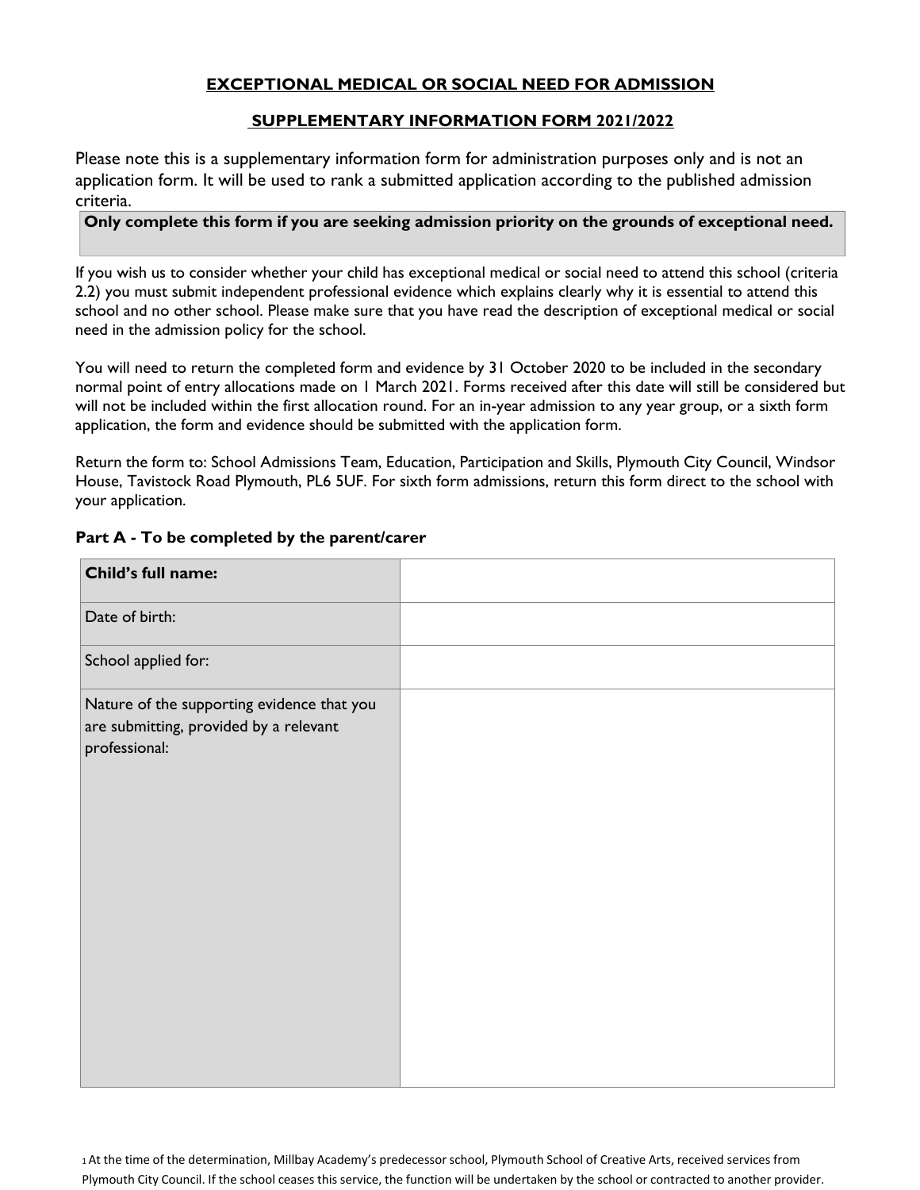**EXCEPTIONAL MEDICAL OR SOCIAL NEED FOR ADMISSION**

**SUPPLEMENTARY INFORMATION FORM 2021/2022**

Please note this is a supplementary information form for administration purposes only and is not an application form. It will be used to rank a submitted application according to the published admission criteria.

**Only complete this form if you are seeking admission priority on the grounds of exceptional need.**

If you wish us to consider whether your child has exceptional medical or social need to attend this school (criteria 2.2) you must submit independent professional evidence which explains clearly why it is essential to attend this school and no other school. Please make sure that you have read the description of exceptional medical or social need in the admission policy for the school.

You will need to return the completed form and evidence by 31 October 2020 to be included in the secondary normal point of entry allocations made on 1 March 2021. Forms received after this date will still be considered but will not be included within the first allocation round. For an in-year admission to any year group, or a sixth form application, the form and evidence should be submitted with the application form.

Return the form to: School Admissions Team, Education, Participation and Skills, Plymouth City Council, Windsor House, Tavistock Road Plymouth, PL6 5UF. For sixth form admissions, return this form direct to the school with your application.

**Part A - To be completed by the parent/carer**

| **Child's full name:** | |
|---|---|
| Date of birth: | |
| School applied for: | |
| Nature of the supporting evidence that you are submitting, provided by a relevant professional: | |

[1] At the time of the determination, Millbay Academy's predecessor school, Plymouth School of Creative Arts, received services from Plymouth City Council. If the school ceases this service, the function will be undertaken by the school or contracted to another provider.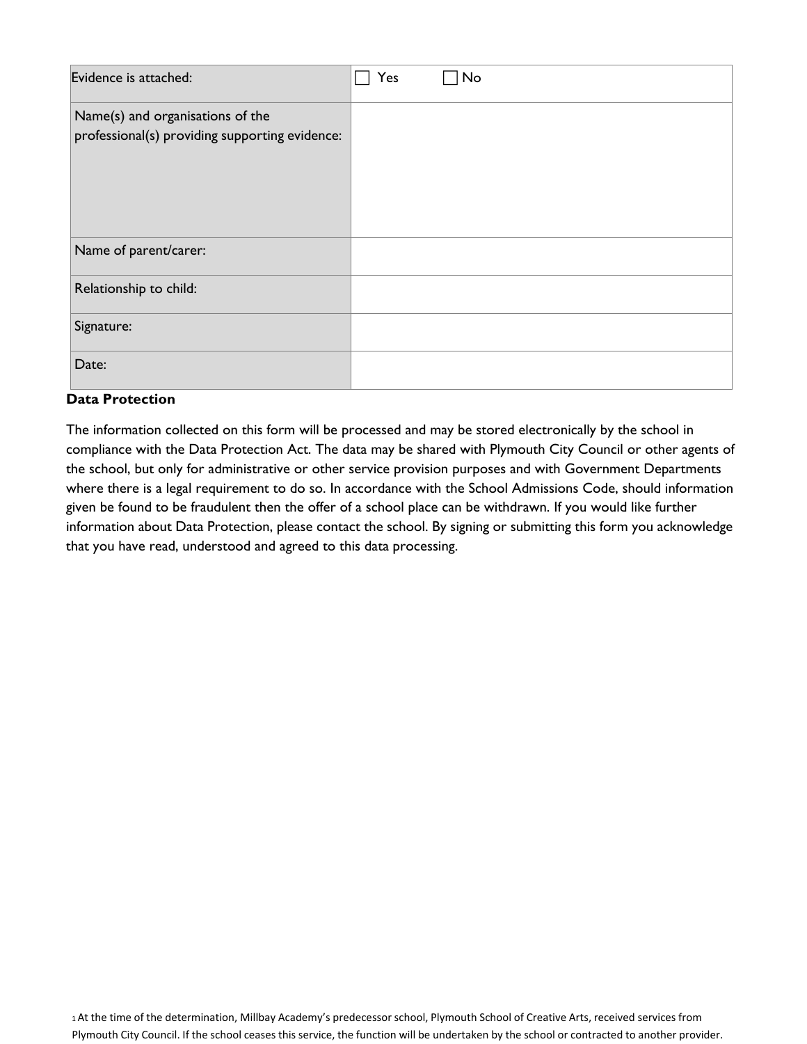| | |
|---|---|
| Evidence is attached: | ☐ Yes ☐ No |
| Name(s) and organisations of the professional(s) providing supporting evidence: | |
| Name of parent/carer: | |
| Relationship to child: | |
| Signature: | |
| Date: | |

**Data Protection**

The information collected on this form will be processed and may be stored electronically by the school in compliance with the Data Protection Act. The data may be shared with Plymouth City Council or other agents of the school, but only for administrative or other service provision purposes and with Government Departments where there is a legal requirement to do so. In accordance with the School Admissions Code, should information given be found to be fraudulent then the offer of a school place can be withdrawn. If you would like further information about Data Protection, please contact the school. By signing or submitting this form you acknowledge that you have read, understood and agreed to this data processing.

[1] At the time of the determination, Millbay Academy's predecessor school, Plymouth School of Creative Arts, received services from Plymouth City Council. If the school ceases this service, the function will be undertaken by the school or contracted to another provider.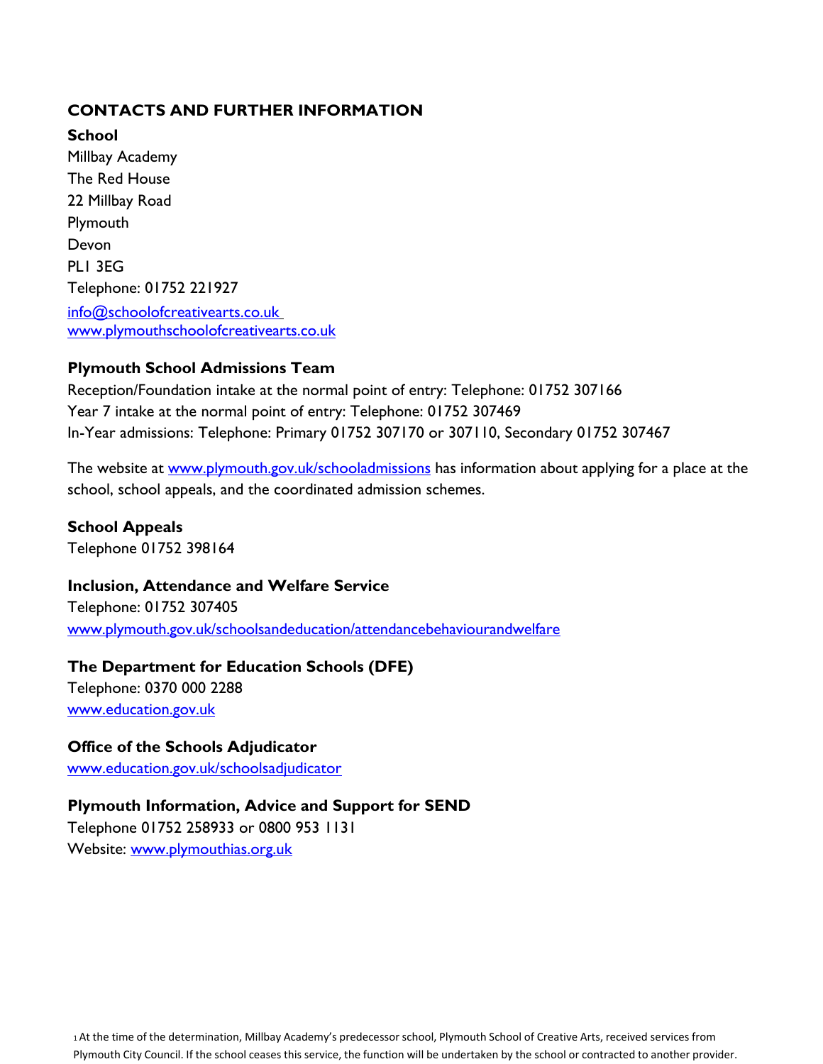## CONTACTS AND FURTHER INFORMATION

**School**

Millbay Academy
The Red House
22 Millbay Road
Plymouth
Devon
PL1 3EG
Telephone: 01752 221927
info@schoolofcreativearts.co.uk
www.plymouthschoolofcreativearts.co.uk

**Plymouth School Admissions Team**

Reception/Foundation intake at the normal point of entry: Telephone: 01752 307166
Year 7 intake at the normal point of entry: Telephone: 01752 307469
In-Year admissions: Telephone: Primary 01752 307170 or 307110, Secondary 01752 307467

The website at www.plymouth.gov.uk/schooladmissions has information about applying for a place at the school, school appeals, and the coordinated admission schemes.

**School Appeals**

Telephone 01752 398164

**Inclusion, Attendance and Welfare Service**

Telephone: 01752 307405
www.plymouth.gov.uk/schoolsandeducation/attendancebehaviourandwelfare

**The Department for Education Schools (DFE)**

Telephone: 0370 000 2288
www.education.gov.uk

**Office of the Schools Adjudicator**

www.education.gov.uk/schoolsadjudicator

**Plymouth Information, Advice and Support for SEND**

Telephone 01752 258933 or 0800 953 1131
Website: www.plymouthias.org.uk

[1] At the time of the determination, Millbay Academy's predecessor school, Plymouth School of Creative Arts, received services from Plymouth City Council. If the school ceases this service, the function will be undertaken by the school or contracted to another provider.